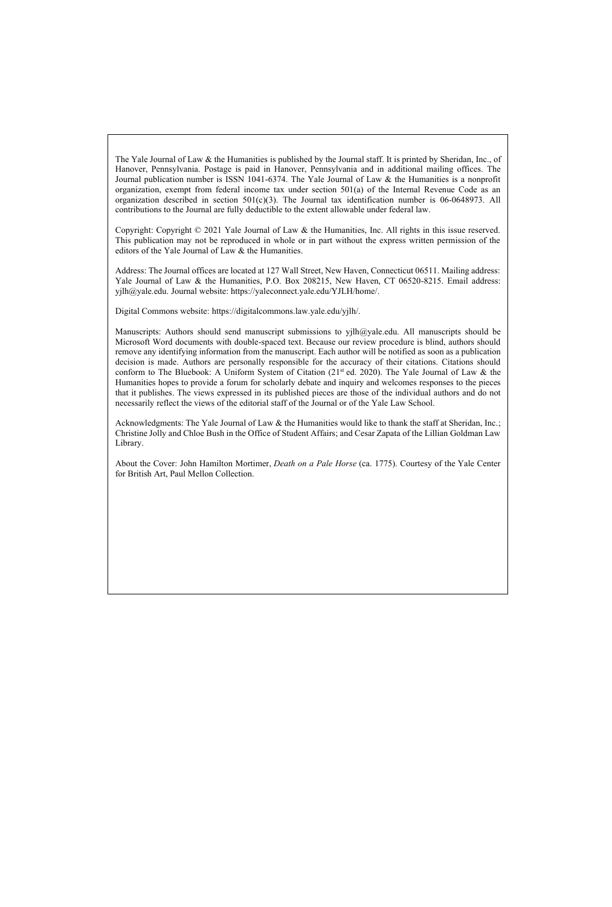The Yale Journal of Law & the Humanities is published by the Journal staff. It is printed by Sheridan, Inc., of Hanover, Pennsylvania. Postage is paid in Hanover, Pennsylvania and in additional mailing offices. The Journal publication number is ISSN 1041-6374. The Yale Journal of Law & the Humanities is a nonprofit organization, exempt from federal income tax under section 501(a) of the Internal Revenue Code as an organization described in section 501(c)(3). The Journal tax identification number is 06-0648973. All contributions to the Journal are fully deductible to the extent allowable under federal law.

Copyright: Copyright © 2021 Yale Journal of Law & the Humanities, Inc. All rights in this issue reserved. This publication may not be reproduced in whole or in part without the express written permission of the editors of the Yale Journal of Law & the Humanities.

Address: The Journal offices are located at 127 Wall Street, New Haven, Connecticut 06511. Mailing address: Yale Journal of Law & the Humanities, P.O. Box 208215, New Haven, CT 06520-8215. Email address: yjlh@yale.edu. Journal website: https://yaleconnect.yale.edu/YJLH/home/.

Digital Commons website: https://digitalcommons.law.yale.edu/yjlh/.

Manuscripts: Authors should send manuscript submissions to yjlh@yale.edu. All manuscripts should be Microsoft Word documents with double-spaced text. Because our review procedure is blind, authors should remove any identifying information from the manuscript. Each author will be notified as soon as a publication decision is made. Authors are personally responsible for the accuracy of their citations. Citations should conform to The Bluebook: A Uniform System of Citation (21st ed. 2020). The Yale Journal of Law & the Humanities hopes to provide a forum for scholarly debate and inquiry and welcomes responses to the pieces that it publishes. The views expressed in its published pieces are those of the individual authors and do not necessarily reflect the views of the editorial staff of the Journal or of the Yale Law School.

Acknowledgments: The Yale Journal of Law & the Humanities would like to thank the staff at Sheridan, Inc.; Christine Jolly and Chloe Bush in the Office of Student Affairs; and Cesar Zapata of the Lillian Goldman Law Library.

About the Cover: John Hamilton Mortimer, *Death on a Pale Horse* (ca. 1775). Courtesy of the Yale Center for British Art, Paul Mellon Collection.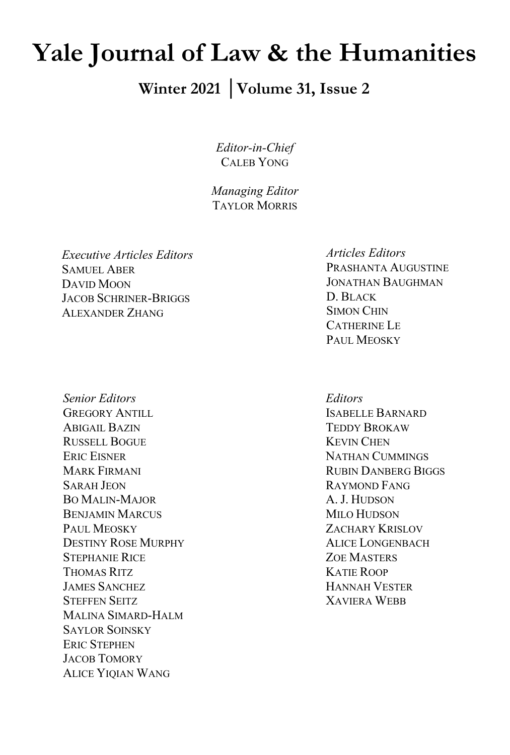# Yale Journal of Law & the Humanities

**Winter 2021 │Volume 31, Issue 2**

*Editor-in-Chief*
CALEB YONG

*Managing Editor*
TAYLOR MORRIS

*Executive Articles Editors*
SAMUEL ABER
DAVID MOON
JACOB SCHRINER-BRIGGS
ALEXANDER ZHANG

*Articles Editors*
PRASHANTA AUGUSTINE
JONATHAN BAUGHMAN
D. BLACK
SIMON CHIN
CATHERINE LE
PAUL MEOSKY

*Senior Editors*
GREGORY ANTILL
ABIGAIL BAZIN
RUSSELL BOGUE
ERIC EISNER
MARK FIRMANI
SARAH JEON
BO MALIN-MAJOR
BENJAMIN MARCUS
PAUL MEOSKY
DESTINY ROSE MURPHY
STEPHANIE RICE
THOMAS RITZ
JAMES SANCHEZ
STEFFEN SEITZ
MALINA SIMARD-HALM
SAYLOR SOINSKY
ERIC STEPHEN
JACOB TOMORY
ALICE YIQIAN WANG

*Editors*
ISABELLE BARNARD
TEDDY BROKAW
KEVIN CHEN
NATHAN CUMMINGS
RUBIN DANBERG BIGGS
RAYMOND FANG
A. J. HUDSON
MILO HUDSON
ZACHARY KRISLOV
ALICE LONGENBACH
ZOE MASTERS
KATIE ROOP
HANNAH VESTER
XAVIERA WEBB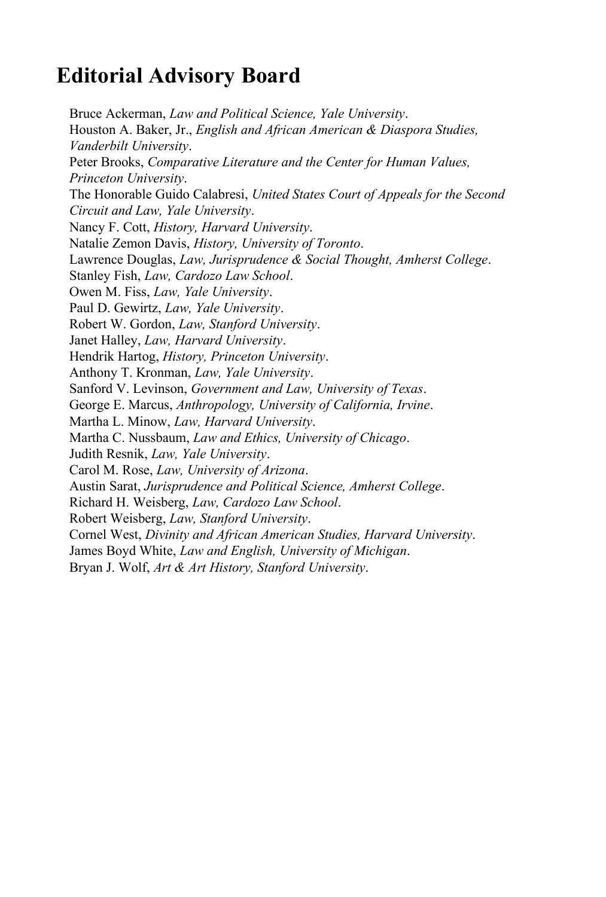# Editorial Advisory Board

Bruce Ackerman, *Law and Political Science, Yale University*.
Houston A. Baker, Jr., *English and African American & Diaspora Studies, Vanderbilt University*.
Peter Brooks, *Comparative Literature and the Center for Human Values, Princeton University*.
The Honorable Guido Calabresi, *United States Court of Appeals for the Second Circuit and Law, Yale University*.
Nancy F. Cott, *History, Harvard University*.
Natalie Zemon Davis, *History, University of Toronto*.
Lawrence Douglas, *Law, Jurisprudence & Social Thought, Amherst College*.
Stanley Fish, *Law, Cardozo Law School*.
Owen M. Fiss, *Law, Yale University*.
Paul D. Gewirtz, *Law, Yale University*.
Robert W. Gordon, *Law, Stanford University*.
Janet Halley, *Law, Harvard University*.
Hendrik Hartog, *History, Princeton University*.
Anthony T. Kronman, *Law, Yale University*.
Sanford V. Levinson, *Government and Law, University of Texas*.
George E. Marcus, *Anthropology, University of California, Irvine*.
Martha L. Minow, *Law, Harvard University*.
Martha C. Nussbaum, *Law and Ethics, University of Chicago*.
Judith Resnik, *Law, Yale University*.
Carol M. Rose, *Law, University of Arizona*.
Austin Sarat, *Jurisprudence and Political Science, Amherst College*.
Richard H. Weisberg, *Law, Cardozo Law School*.
Robert Weisberg, *Law, Stanford University*.
Cornel West, *Divinity and African American Studies, Harvard University*.
James Boyd White, *Law and English, University of Michigan*.
Bryan J. Wolf, *Art & Art History, Stanford University*.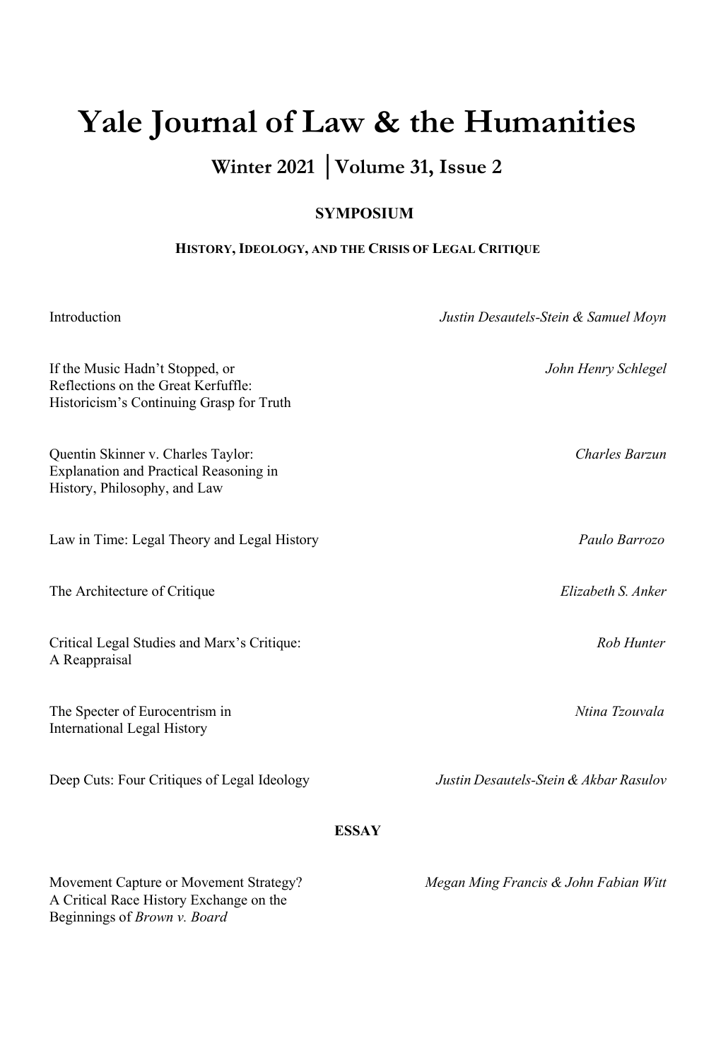# Yale Journal of Law & the Humanities

## Winter 2021 | Volume 31, Issue 2

### SYMPOSIUM

#### HISTORY, IDEOLOGY, AND THE CRISIS OF LEGAL CRITIQUE

Introduction — *Justin Desautels-Stein & Samuel Moyn*

If the Music Hadn't Stopped, or Reflections on the Great Kerfuffle: Historicism's Continuing Grasp for Truth — *John Henry Schlegel*

Quentin Skinner v. Charles Taylor: Explanation and Practical Reasoning in History, Philosophy, and Law — *Charles Barzun*

Law in Time: Legal Theory and Legal History — *Paulo Barrozo*

The Architecture of Critique — *Elizabeth S. Anker*

Critical Legal Studies and Marx's Critique: A Reappraisal — *Rob Hunter*

The Specter of Eurocentrism in International Legal History — *Ntina Tzouvala*

Deep Cuts: Four Critiques of Legal Ideology — *Justin Desautels-Stein & Akbar Rasulov*

### ESSAY

Movement Capture or Movement Strategy? A Critical Race History Exchange on the Beginnings of *Brown v. Board* — *Megan Ming Francis & John Fabian Witt*